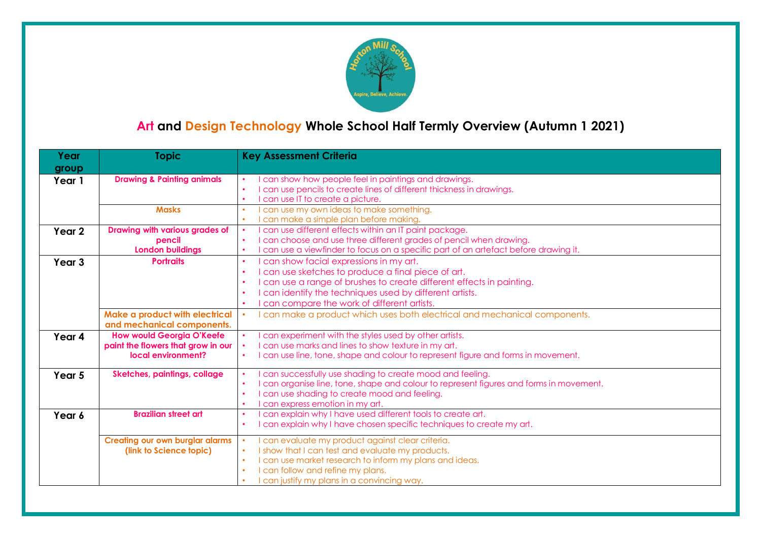# Art and Design Technology Whole School Half Termly Overview (Autumn 1 2021)

| Year group | Topic | Key Assessment Criteria |
|---|---|---|
| Year 1 | Drawing & Painting animals | • I can show how people feel in paintings and drawings.<br>• I can use pencils to create lines of different thickness in drawings.<br>• I can use IT to create a picture. |
| | Masks | • I can use my own ideas to make something.<br>• I can make a simple plan before making. |
| Year 2 | Drawing with various grades of pencil<br>London buildings | • I can use different effects within an IT paint package.<br>• I can choose and use three different grades of pencil when drawing.<br>• I can use a viewfinder to focus on a specific part of an artefact before drawing it. |
| Year 3 | Portraits | • I can show facial expressions in my art.<br>• I can use sketches to produce a final piece of art.<br>• I can use a range of brushes to create different effects in painting.<br>• I can identify the techniques used by different artists.<br>• I can compare the work of different artists. |
| | Make a product with electrical and mechanical components. | • I can make a product which uses both electrical and mechanical components. |
| Year 4 | How would Georgia O'Keefe paint the flowers that grow in our local environment? | • I can experiment with the styles used by other artists.<br>• I can use marks and lines to show texture in my art.<br>• I can use line, tone, shape and colour to represent figure and forms in movement. |
| Year 5 | Sketches, paintings, collage | • I can successfully use shading to create mood and feeling.<br>• I can organise line, tone, shape and colour to represent figures and forms in movement.<br>• I can use shading to create mood and feeling.<br>• I can express emotion in my art. |
| Year 6 | Brazilian street art | • I can explain why I have used different tools to create art.<br>• I can explain why I have chosen specific techniques to create my art. |
| | Creating our own burglar alarms (link to Science topic) | • I can evaluate my product against clear criteria.<br>• I show that I can test and evaluate my products.<br>• I can use market research to inform my plans and ideas.<br>• I can follow and refine my plans.<br>• I can justify my plans in a convincing way. |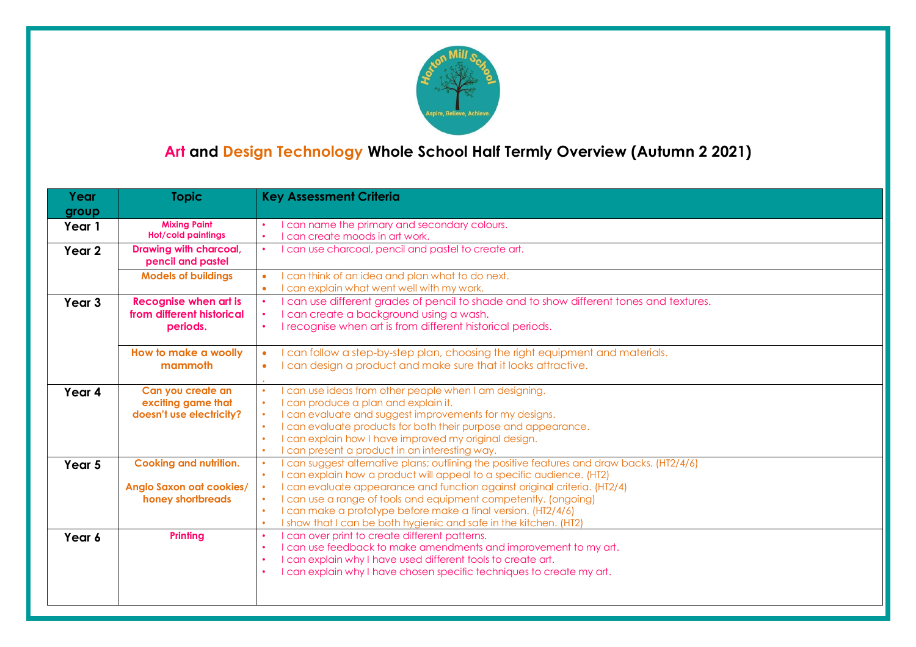# Art and Design Technology Whole School Half Termly Overview (Autumn 2 2021)

| Year group | Topic | Key Assessment Criteria |
| --- | --- | --- |
| Year 1 | Mixing Paint<br>Hot/cold paintings | • I can name the primary and secondary colours.<br>• I can create moods in art work. |
| Year 2 | Drawing with charcoal, pencil and pastel | • I can use charcoal, pencil and pastel to create art. |
| | Models of buildings | • I can think of an idea and plan what to do next.<br>• I can explain what went well with my work. |
| Year 3 | Recognise when art is from different historical periods. | • I can use different grades of pencil to shade and to show different tones and textures.<br>• I can create a background using a wash.<br>• I recognise when art is from different historical periods. |
| | How to make a woolly mammoth | • I can follow a step-by-step plan, choosing the right equipment and materials.<br>• I can design a product and make sure that it looks attractive. |
| Year 4 | Can you create an exciting game that doesn't use electricity? | • I can use ideas from other people when I am designing.<br>• I can produce a plan and explain it.<br>• I can evaluate and suggest improvements for my designs.<br>• I can evaluate products for both their purpose and appearance.<br>• I can explain how I have improved my original design.<br>• I can present a product in an interesting way. |
| Year 5 | Cooking and nutrition.<br><br>Anglo Saxon oat cookies/ honey shortbreads | • I can suggest alternative plans; outlining the positive features and draw backs. (HT2/4/6)<br>• I can explain how a product will appeal to a specific audience. (HT2)<br>• I can evaluate appearance and function against original criteria. (HT2/4)<br>• I can use a range of tools and equipment competently. (ongoing)<br>• I can make a prototype before make a final version. (HT2/4/6)<br>• I show that I can be both hygienic and safe in the kitchen. (HT2) |
| Year 6 | Printing | • I can over print to create different patterns.<br>• I can use feedback to make amendments and improvement to my art.<br>• I can explain why I have used different tools to create art.<br>• I can explain why I have chosen specific techniques to create my art. |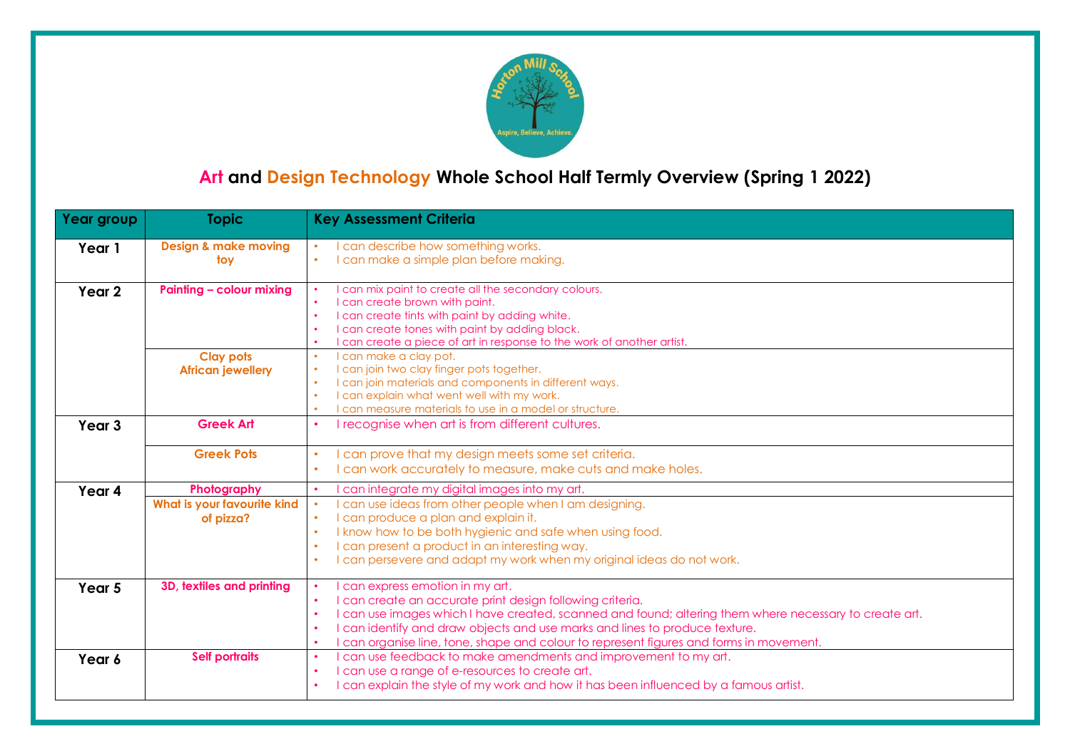# Art and Design Technology Whole School Half Termly Overview (Spring 1 2022)

| Year group | Topic | Key Assessment Criteria |
| --- | --- | --- |
| Year 1 | Design & make moving toy | • I can describe how something works.<br>• I can make a simple plan before making. |
| Year 2 | Painting – colour mixing | • I can mix paint to create all the secondary colours.<br>• I can create brown with paint.<br>• I can create tints with paint by adding white.<br>• I can create tones with paint by adding black.<br>• I can create a piece of art in response to the work of another artist. |
| | Clay pots<br>African jewellery | • I can make a clay pot.<br>• I can join two clay finger pots together.<br>• I can join materials and components in different ways.<br>• I can explain what went well with my work.<br>• I can measure materials to use in a model or structure. |
| Year 3 | Greek Art | • I recognise when art is from different cultures. |
| | Greek Pots | • I can prove that my design meets some set criteria.<br>• I can work accurately to measure, make cuts and make holes. |
| Year 4 | Photography | • I can integrate my digital images into my art. |
| | What is your favourite kind of pizza? | • I can use ideas from other people when I am designing.<br>• I can produce a plan and explain it.<br>• I know how to be both hygienic and safe when using food.<br>• I can present a product in an interesting way.<br>• I can persevere and adapt my work when my original ideas do not work. |
| Year 5 | 3D, textiles and printing | • I can express emotion in my art.<br>• I can create an accurate print design following criteria.<br>• I can use images which I have created, scanned and found; altering them where necessary to create art.<br>• I can identify and draw objects and use marks and lines to produce texture.<br>• I can organise line, tone, shape and colour to represent figures and forms in movement. |
| Year 6 | Self portraits | • I can use feedback to make amendments and improvement to my art.<br>• I can use a range of e-resources to create art.<br>• I can explain the style of my work and how it has been influenced by a famous artist. |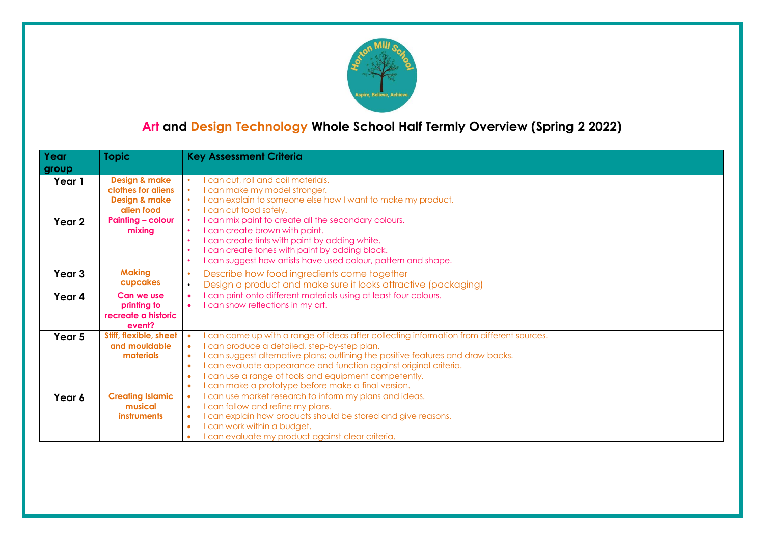# Art and Design Technology Whole School Half Termly Overview (Spring 2 2022)

| Year group | Topic | Key Assessment Criteria |
| --- | --- | --- |
| Year 1 | Design & make clothes for aliens<br>Design & make alien food | • I can cut, roll and coil materials.<br>• I can make my model stronger.<br>• I can explain to someone else how I want to make my product.<br>• I can cut food safely. |
| Year 2 | Painting – colour mixing | • I can mix paint to create all the secondary colours.<br>• I can create brown with paint.<br>• I can create tints with paint by adding white.<br>• I can create tones with paint by adding black.<br>• I can suggest how artists have used colour, pattern and shape. |
| Year 3 | Making cupcakes | • Describe how food ingredients come together<br>• Design a product and make sure it looks attractive (packaging) |
| Year 4 | Can we use printing to recreate a historic event? | • I can print onto different materials using at least four colours.<br>• I can show reflections in my art. |
| Year 5 | Stiff, flexible, sheet and mouldable materials | • I can come up with a range of ideas after collecting information from different sources.<br>• I can produce a detailed, step-by-step plan.<br>• I can suggest alternative plans; outlining the positive features and draw backs.<br>• I can evaluate appearance and function against original criteria.<br>• I can use a range of tools and equipment competently.<br>• I can make a prototype before make a final version. |
| Year 6 | Creating Islamic musical instruments | • I can use market research to inform my plans and ideas.<br>• I can follow and refine my plans.<br>• I can explain how products should be stored and give reasons.<br>• I can work within a budget.<br>• I can evaluate my product against clear criteria. |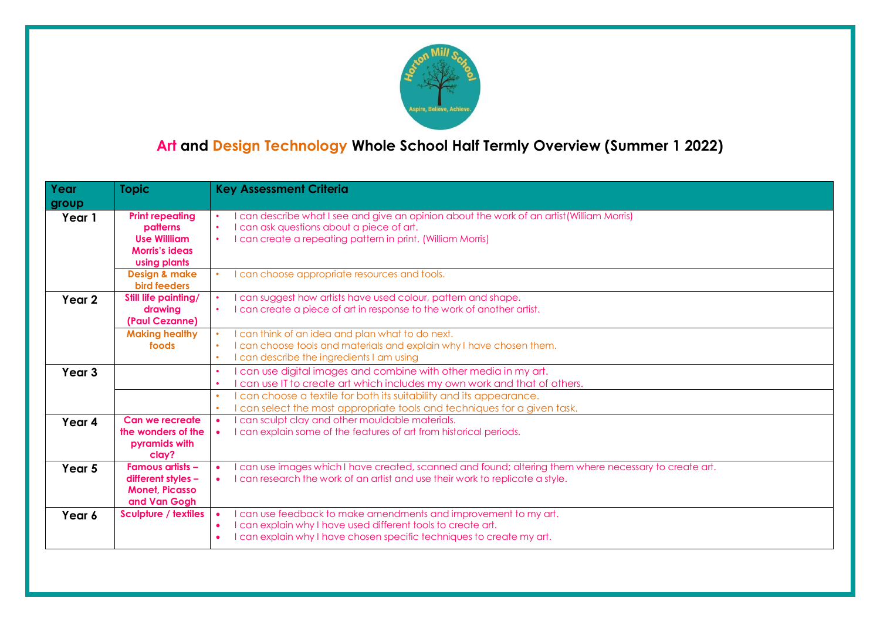# Art and Design Technology Whole School Half Termly Overview (Summer 1 2022)

| Year group | Topic | Key Assessment Criteria |
| --- | --- | --- |
| Year 1 | **Print repeating patterns Use Willliam Morris's ideas using plants** | • I can describe what I see and give an opinion about the work of an artist(William Morris)<br>• I can ask questions about a piece of art.<br>• I can create a repeating pattern in print. (William Morris) |
| | **Design & make bird feeders** | • I can choose appropriate resources and tools. |
| Year 2 | **Still life painting/ drawing (Paul Cezanne)** | • I can suggest how artists have used colour, pattern and shape.<br>• I can create a piece of art in response to the work of another artist. |
| | **Making healthy foods** | • I can think of an idea and plan what to do next.<br>• I can choose tools and materials and explain why I have chosen them.<br>• I can describe the ingredients I am using |
| Year 3 | | • I can use digital images and combine with other media in my art.<br>• I can use IT to create art which includes my own work and that of others. |
| | | • I can choose a textile for both its suitability and its appearance.<br>• I can select the most appropriate tools and techniques for a given task. |
| Year 4 | **Can we recreate the wonders of the pyramids with clay?** | • I can sculpt clay and other mouldable materials.<br>• I can explain some of the features of art from historical periods. |
| Year 5 | **Famous artists – different styles – Monet, Picasso and Van Gogh** | • I can use images which I have created, scanned and found; altering them where necessary to create art.<br>• I can research the work of an artist and use their work to replicate a style. |
| Year 6 | **Sculpture / textiles** | • I can use feedback to make amendments and improvement to my art.<br>• I can explain why I have used different tools to create art.<br>• I can explain why I have chosen specific techniques to create my art. |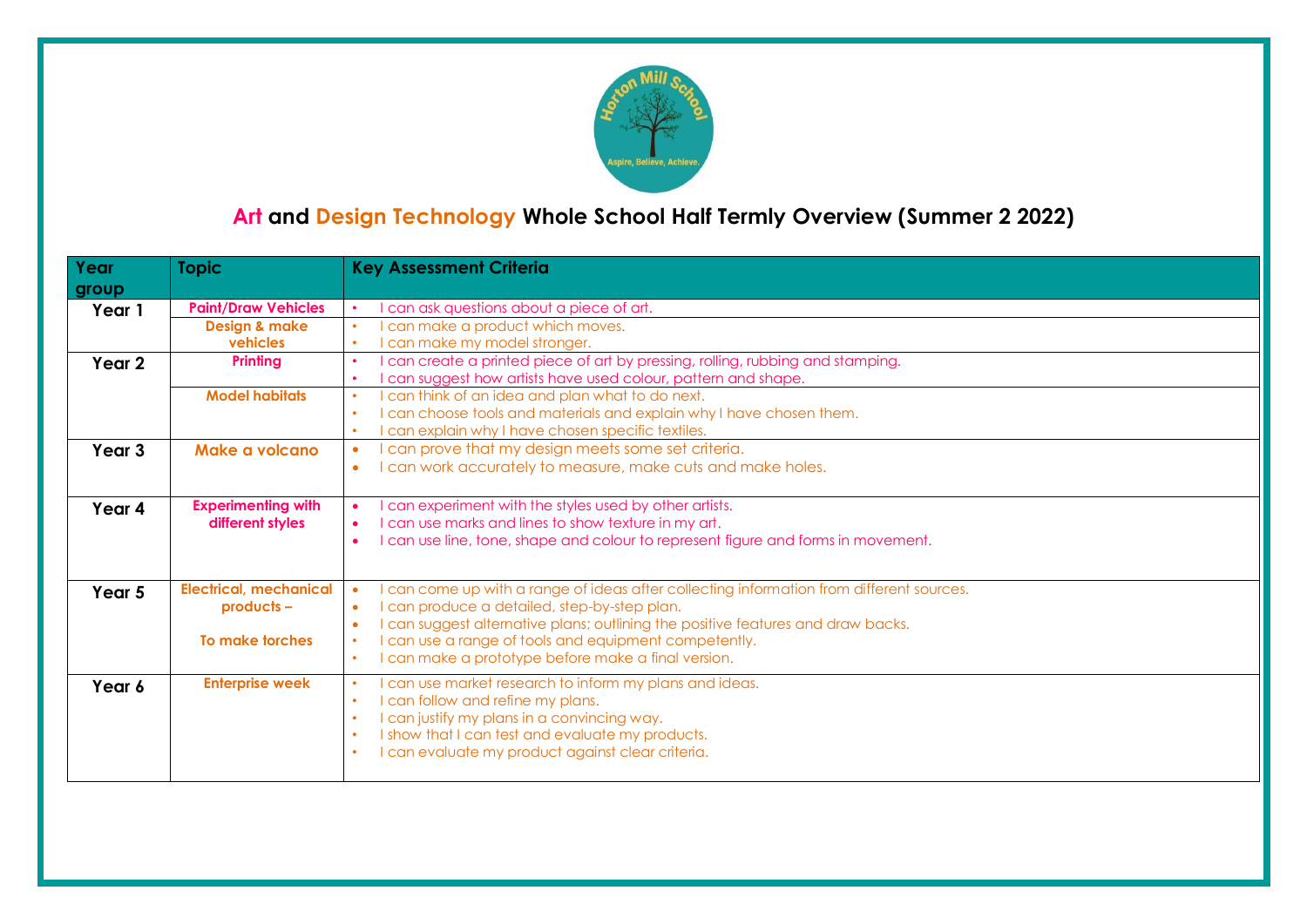# Art and Design Technology Whole School Half Termly Overview (Summer 2 2022)

| Year group | Topic | Key Assessment Criteria |
| --- | --- | --- |
| Year 1 | Paint/Draw Vehicles | • I can ask questions about a piece of art. |
| | Design & make vehicles | • I can make a product which moves.<br>• I can make my model stronger. |
| Year 2 | Printing | • I can create a printed piece of art by pressing, rolling, rubbing and stamping.<br>• I can suggest how artists have used colour, pattern and shape. |
| | Model habitats | • I can think of an idea and plan what to do next.<br>• I can choose tools and materials and explain why I have chosen them.<br>• I can explain why I have chosen specific textiles. |
| Year 3 | Make a volcano | • I can prove that my design meets some set criteria.<br>• I can work accurately to measure, make cuts and make holes. |
| Year 4 | Experimenting with different styles | • I can experiment with the styles used by other artists.<br>• I can use marks and lines to show texture in my art.<br>• I can use line, tone, shape and colour to represent figure and forms in movement. |
| Year 5 | Electrical, mechanical products – To make torches | • I can come up with a range of ideas after collecting information from different sources.<br>• I can produce a detailed, step-by-step plan.<br>• I can suggest alternative plans; outlining the positive features and draw backs.<br>• I can use a range of tools and equipment competently.<br>• I can make a prototype before make a final version. |
| Year 6 | Enterprise week | • I can use market research to inform my plans and ideas.<br>• I can follow and refine my plans.<br>• I can justify my plans in a convincing way.<br>• I show that I can test and evaluate my products.<br>• I can evaluate my product against clear criteria. |